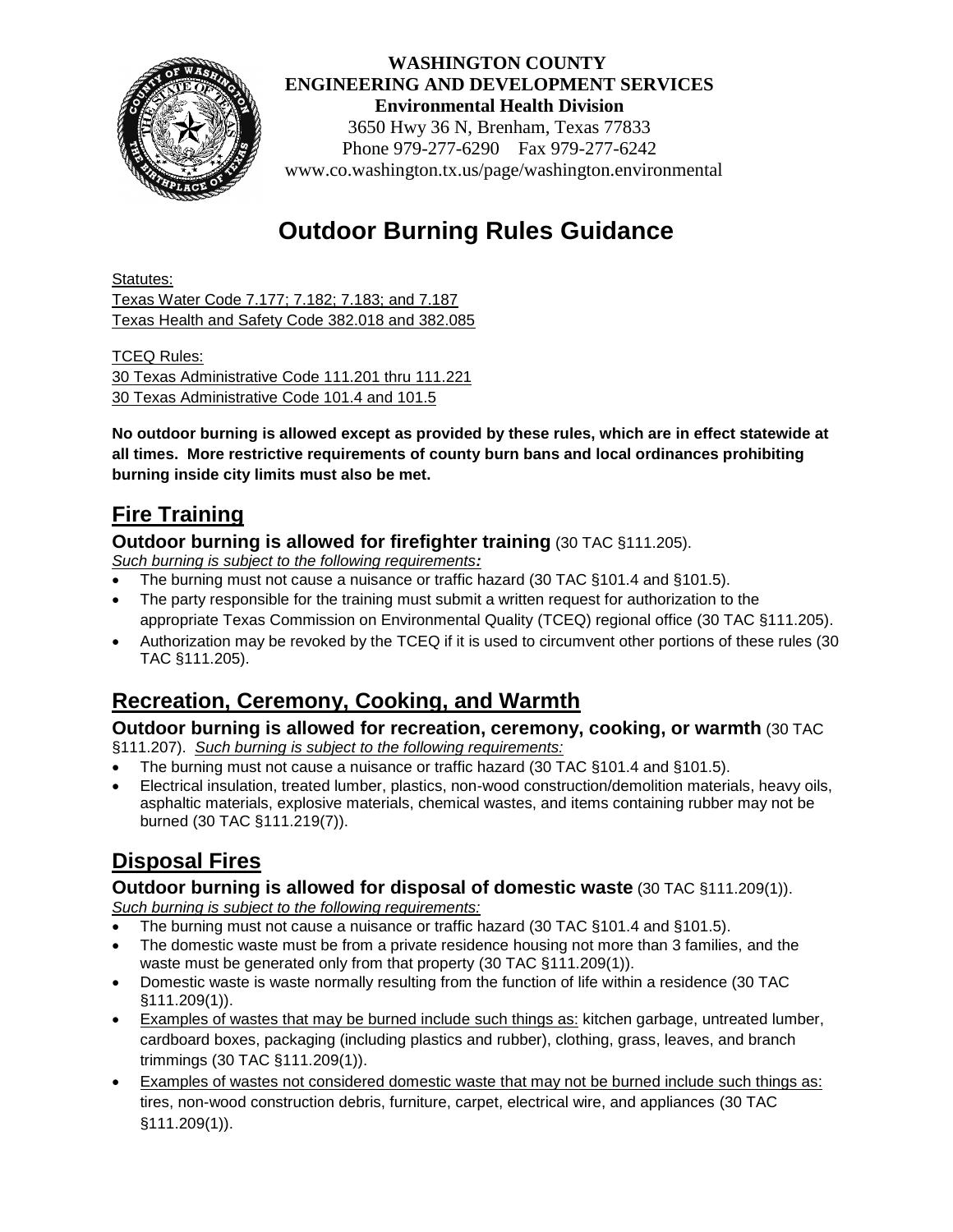**WASHINGTON COUNTY**
**ENGINEERING AND DEVELOPMENT SERVICES**
**Environmental Health Division**
3650 Hwy 36 N, Brenham, Texas 77833
Phone 979-277-6290 Fax 979-277-6242
www.co.washington.tx.us/page/washington.environmental

# Outdoor Burning Rules Guidance

Statutes:
Texas Water Code 7.177; 7.182; 7.183; and 7.187
Texas Health and Safety Code 382.018 and 382.085

TCEQ Rules:
30 Texas Administrative Code 111.201 thru 111.221
30 Texas Administrative Code 101.4 and 101.5

**No outdoor burning is allowed except as provided by these rules, which are in effect statewide at all times. More restrictive requirements of county burn bans and local ordinances prohibiting burning inside city limits must also be met.**

## Fire Training

**Outdoor burning is allowed for firefighter training** (30 TAC §111.205).
*Such burning is subject to the following requirements:*

- The burning must not cause a nuisance or traffic hazard (30 TAC §101.4 and §101.5).
- The party responsible for the training must submit a written request for authorization to the appropriate Texas Commission on Environmental Quality (TCEQ) regional office (30 TAC §111.205).
- Authorization may be revoked by the TCEQ if it is used to circumvent other portions of these rules (30 TAC §111.205).

## Recreation, Ceremony, Cooking, and Warmth

**Outdoor burning is allowed for recreation, ceremony, cooking, or warmth** (30 TAC §111.207). *Such burning is subject to the following requirements:*

- The burning must not cause a nuisance or traffic hazard (30 TAC §101.4 and §101.5).
- Electrical insulation, treated lumber, plastics, non-wood construction/demolition materials, heavy oils, asphaltic materials, explosive materials, chemical wastes, and items containing rubber may not be burned (30 TAC §111.219(7)).

## Disposal Fires

**Outdoor burning is allowed for disposal of domestic waste** (30 TAC §111.209(1)).
*Such burning is subject to the following requirements:*

- The burning must not cause a nuisance or traffic hazard (30 TAC §101.4 and §101.5).
- The domestic waste must be from a private residence housing not more than 3 families, and the waste must be generated only from that property (30 TAC §111.209(1)).
- Domestic waste is waste normally resulting from the function of life within a residence (30 TAC §111.209(1)).
- Examples of wastes that may be burned include such things as: kitchen garbage, untreated lumber, cardboard boxes, packaging (including plastics and rubber), clothing, grass, leaves, and branch trimmings (30 TAC §111.209(1)).
- Examples of wastes not considered domestic waste that may not be burned include such things as: tires, non-wood construction debris, furniture, carpet, electrical wire, and appliances (30 TAC §111.209(1)).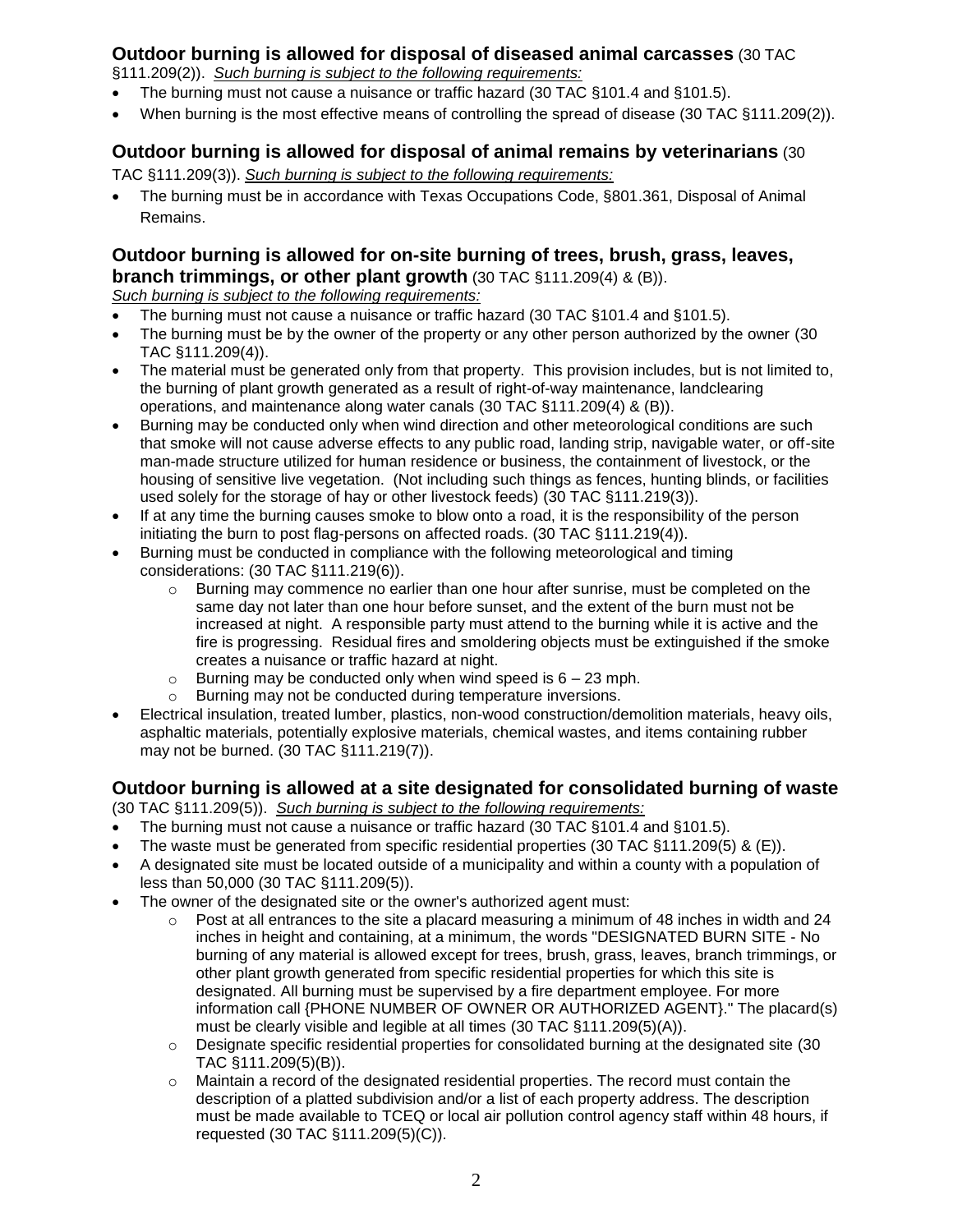**Outdoor burning is allowed for disposal of diseased animal carcasses** (30 TAC §111.209(2)). *Such burning is subject to the following requirements:*

- The burning must not cause a nuisance or traffic hazard (30 TAC §101.4 and §101.5).
- When burning is the most effective means of controlling the spread of disease (30 TAC §111.209(2)).

**Outdoor burning is allowed for disposal of animal remains by veterinarians** (30 TAC §111.209(3)). *Such burning is subject to the following requirements:*

- The burning must be in accordance with Texas Occupations Code, §801.361, Disposal of Animal Remains.

**Outdoor burning is allowed for on-site burning of trees, brush, grass, leaves, branch trimmings, or other plant growth** (30 TAC §111.209(4) & (B)).
*Such burning is subject to the following requirements:*

- The burning must not cause a nuisance or traffic hazard (30 TAC §101.4 and §101.5).
- The burning must be by the owner of the property or any other person authorized by the owner (30 TAC §111.209(4)).
- The material must be generated only from that property. This provision includes, but is not limited to, the burning of plant growth generated as a result of right-of-way maintenance, landclearing operations, and maintenance along water canals (30 TAC §111.209(4) & (B)).
- Burning may be conducted only when wind direction and other meteorological conditions are such that smoke will not cause adverse effects to any public road, landing strip, navigable water, or off-site man-made structure utilized for human residence or business, the containment of livestock, or the housing of sensitive live vegetation. (Not including such things as fences, hunting blinds, or facilities used solely for the storage of hay or other livestock feeds) (30 TAC §111.219(3)).
- If at any time the burning causes smoke to blow onto a road, it is the responsibility of the person initiating the burn to post flag-persons on affected roads. (30 TAC §111.219(4)).
- Burning must be conducted in compliance with the following meteorological and timing considerations: (30 TAC §111.219(6)).
    - Burning may commence no earlier than one hour after sunrise, must be completed on the same day not later than one hour before sunset, and the extent of the burn must not be increased at night. A responsible party must attend to the burning while it is active and the fire is progressing. Residual fires and smoldering objects must be extinguished if the smoke creates a nuisance or traffic hazard at night.
    - Burning may be conducted only when wind speed is 6 – 23 mph.
    - Burning may not be conducted during temperature inversions.
- Electrical insulation, treated lumber, plastics, non-wood construction/demolition materials, heavy oils, asphaltic materials, potentially explosive materials, chemical wastes, and items containing rubber may not be burned. (30 TAC §111.219(7)).

**Outdoor burning is allowed at a site designated for consolidated burning of waste** (30 TAC §111.209(5)). *Such burning is subject to the following requirements:*

- The burning must not cause a nuisance or traffic hazard (30 TAC §101.4 and §101.5).
- The waste must be generated from specific residential properties (30 TAC §111.209(5) & (E)).
- A designated site must be located outside of a municipality and within a county with a population of less than 50,000 (30 TAC §111.209(5)).
- The owner of the designated site or the owner's authorized agent must:
    - Post at all entrances to the site a placard measuring a minimum of 48 inches in width and 24 inches in height and containing, at a minimum, the words "DESIGNATED BURN SITE - No burning of any material is allowed except for trees, brush, grass, leaves, branch trimmings, or other plant growth generated from specific residential properties for which this site is designated. All burning must be supervised by a fire department employee. For more information call {PHONE NUMBER OF OWNER OR AUTHORIZED AGENT}." The placard(s) must be clearly visible and legible at all times (30 TAC §111.209(5)(A)).
    - Designate specific residential properties for consolidated burning at the designated site (30 TAC §111.209(5)(B)).
    - Maintain a record of the designated residential properties. The record must contain the description of a platted subdivision and/or a list of each property address. The description must be made available to TCEQ or local air pollution control agency staff within 48 hours, if requested (30 TAC §111.209(5)(C)).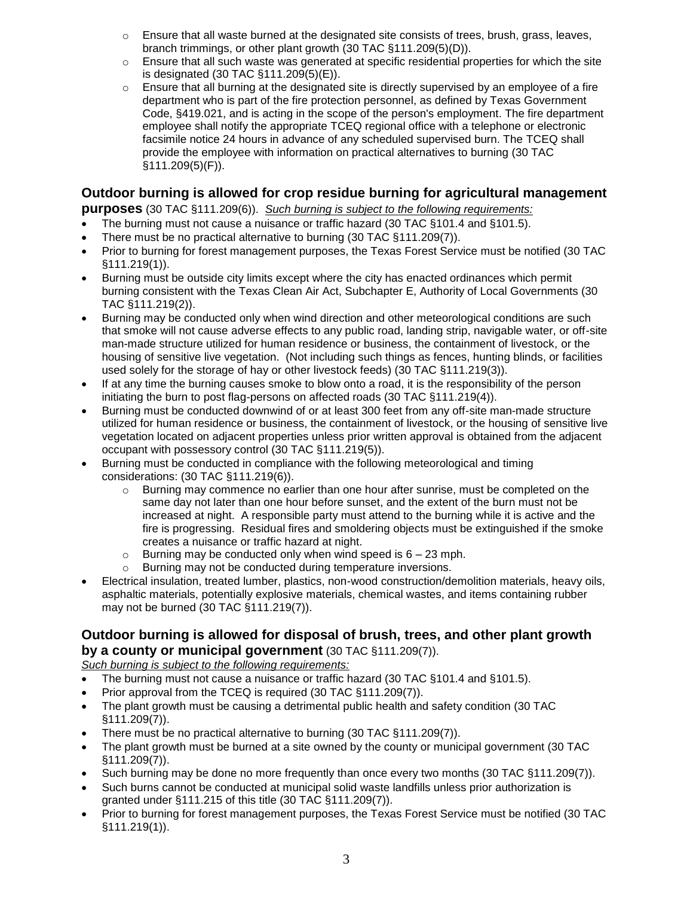- Ensure that all waste burned at the designated site consists of trees, brush, grass, leaves, branch trimmings, or other plant growth (30 TAC §111.209(5)(D)).
    - Ensure that all such waste was generated at specific residential properties for which the site is designated (30 TAC §111.209(5)(E)).
    - Ensure that all burning at the designated site is directly supervised by an employee of a fire department who is part of the fire protection personnel, as defined by Texas Government Code, §419.021, and is acting in the scope of the person's employment. The fire department employee shall notify the appropriate TCEQ regional office with a telephone or electronic facsimile notice 24 hours in advance of any scheduled supervised burn. The TCEQ shall provide the employee with information on practical alternatives to burning (30 TAC §111.209(5)(F)).

## Outdoor burning is allowed for crop residue burning for agricultural management purposes (30 TAC §111.209(6)). <u>*Such burning is subject to the following requirements:*</u>

- The burning must not cause a nuisance or traffic hazard (30 TAC §101.4 and §101.5).
- There must be no practical alternative to burning (30 TAC §111.209(7)).
- Prior to burning for forest management purposes, the Texas Forest Service must be notified (30 TAC §111.219(1)).
- Burning must be outside city limits except where the city has enacted ordinances which permit burning consistent with the Texas Clean Air Act, Subchapter E, Authority of Local Governments (30 TAC §111.219(2)).
- Burning may be conducted only when wind direction and other meteorological conditions are such that smoke will not cause adverse effects to any public road, landing strip, navigable water, or off-site man-made structure utilized for human residence or business, the containment of livestock, or the housing of sensitive live vegetation. (Not including such things as fences, hunting blinds, or facilities used solely for the storage of hay or other livestock feeds) (30 TAC §111.219(3)).
- If at any time the burning causes smoke to blow onto a road, it is the responsibility of the person initiating the burn to post flag-persons on affected roads (30 TAC §111.219(4)).
- Burning must be conducted downwind of or at least 300 feet from any off-site man-made structure utilized for human residence or business, the containment of livestock, or the housing of sensitive live vegetation located on adjacent properties unless prior written approval is obtained from the adjacent occupant with possessory control (30 TAC §111.219(5)).
- Burning must be conducted in compliance with the following meteorological and timing considerations: (30 TAC §111.219(6)).
    - Burning may commence no earlier than one hour after sunrise, must be completed on the same day not later than one hour before sunset, and the extent of the burn must not be increased at night. A responsible party must attend to the burning while it is active and the fire is progressing. Residual fires and smoldering objects must be extinguished if the smoke creates a nuisance or traffic hazard at night.
    - Burning may be conducted only when wind speed is 6 – 23 mph.
    - Burning may not be conducted during temperature inversions.
- Electrical insulation, treated lumber, plastics, non-wood construction/demolition materials, heavy oils, asphaltic materials, potentially explosive materials, chemical wastes, and items containing rubber may not be burned (30 TAC §111.219(7)).

## Outdoor burning is allowed for disposal of brush, trees, and other plant growth by a county or municipal government (30 TAC §111.209(7)).

<u>*Such burning is subject to the following requirements:*</u>

- The burning must not cause a nuisance or traffic hazard (30 TAC §101.4 and §101.5).
- Prior approval from the TCEQ is required (30 TAC §111.209(7)).
- The plant growth must be causing a detrimental public health and safety condition (30 TAC §111.209(7)).
- There must be no practical alternative to burning (30 TAC §111.209(7)).
- The plant growth must be burned at a site owned by the county or municipal government (30 TAC §111.209(7)).
- Such burning may be done no more frequently than once every two months (30 TAC §111.209(7)).
- Such burns cannot be conducted at municipal solid waste landfills unless prior authorization is granted under §111.215 of this title (30 TAC §111.209(7)).
- Prior to burning for forest management purposes, the Texas Forest Service must be notified (30 TAC §111.219(1)).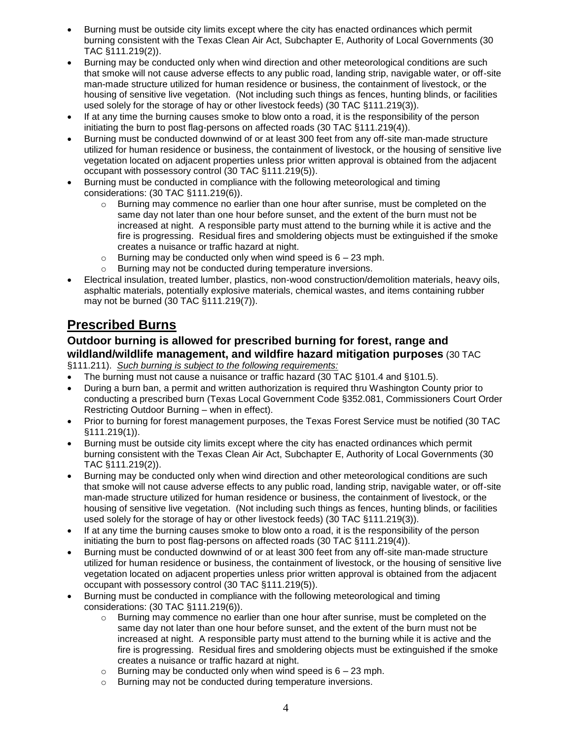- Burning must be outside city limits except where the city has enacted ordinances which permit burning consistent with the Texas Clean Air Act, Subchapter E, Authority of Local Governments (30 TAC §111.219(2)).
- Burning may be conducted only when wind direction and other meteorological conditions are such that smoke will not cause adverse effects to any public road, landing strip, navigable water, or off-site man-made structure utilized for human residence or business, the containment of livestock, or the housing of sensitive live vegetation. (Not including such things as fences, hunting blinds, or facilities used solely for the storage of hay or other livestock feeds) (30 TAC §111.219(3)).
- If at any time the burning causes smoke to blow onto a road, it is the responsibility of the person initiating the burn to post flag-persons on affected roads (30 TAC §111.219(4)).
- Burning must be conducted downwind of or at least 300 feet from any off-site man-made structure utilized for human residence or business, the containment of livestock, or the housing of sensitive live vegetation located on adjacent properties unless prior written approval is obtained from the adjacent occupant with possessory control (30 TAC §111.219(5)).
- Burning must be conducted in compliance with the following meteorological and timing considerations: (30 TAC §111.219(6)).
  - Burning may commence no earlier than one hour after sunrise, must be completed on the same day not later than one hour before sunset, and the extent of the burn must not be increased at night. A responsible party must attend to the burning while it is active and the fire is progressing. Residual fires and smoldering objects must be extinguished if the smoke creates a nuisance or traffic hazard at night.
  - Burning may be conducted only when wind speed is 6 – 23 mph.
  - Burning may not be conducted during temperature inversions.
- Electrical insulation, treated lumber, plastics, non-wood construction/demolition materials, heavy oils, asphaltic materials, potentially explosive materials, chemical wastes, and items containing rubber may not be burned (30 TAC §111.219(7)).

## Prescribed Burns

### Outdoor burning is allowed for prescribed burning for forest, range and wildland/wildlife management, and wildfire hazard mitigation purposes (30 TAC §111.211). *Such burning is subject to the following requirements:*

- The burning must not cause a nuisance or traffic hazard (30 TAC §101.4 and §101.5).
- During a burn ban, a permit and written authorization is required thru Washington County prior to conducting a prescribed burn (Texas Local Government Code §352.081, Commissioners Court Order Restricting Outdoor Burning – when in effect).
- Prior to burning for forest management purposes, the Texas Forest Service must be notified (30 TAC §111.219(1)).
- Burning must be outside city limits except where the city has enacted ordinances which permit burning consistent with the Texas Clean Air Act, Subchapter E, Authority of Local Governments (30 TAC §111.219(2)).
- Burning may be conducted only when wind direction and other meteorological conditions are such that smoke will not cause adverse effects to any public road, landing strip, navigable water, or off-site man-made structure utilized for human residence or business, the containment of livestock, or the housing of sensitive live vegetation. (Not including such things as fences, hunting blinds, or facilities used solely for the storage of hay or other livestock feeds) (30 TAC §111.219(3)).
- If at any time the burning causes smoke to blow onto a road, it is the responsibility of the person initiating the burn to post flag-persons on affected roads (30 TAC §111.219(4)).
- Burning must be conducted downwind of or at least 300 feet from any off-site man-made structure utilized for human residence or business, the containment of livestock, or the housing of sensitive live vegetation located on adjacent properties unless prior written approval is obtained from the adjacent occupant with possessory control (30 TAC §111.219(5)).
- Burning must be conducted in compliance with the following meteorological and timing considerations: (30 TAC §111.219(6)).
  - Burning may commence no earlier than one hour after sunrise, must be completed on the same day not later than one hour before sunset, and the extent of the burn must not be increased at night. A responsible party must attend to the burning while it is active and the fire is progressing. Residual fires and smoldering objects must be extinguished if the smoke creates a nuisance or traffic hazard at night.
  - Burning may be conducted only when wind speed is 6 – 23 mph.
  - Burning may not be conducted during temperature inversions.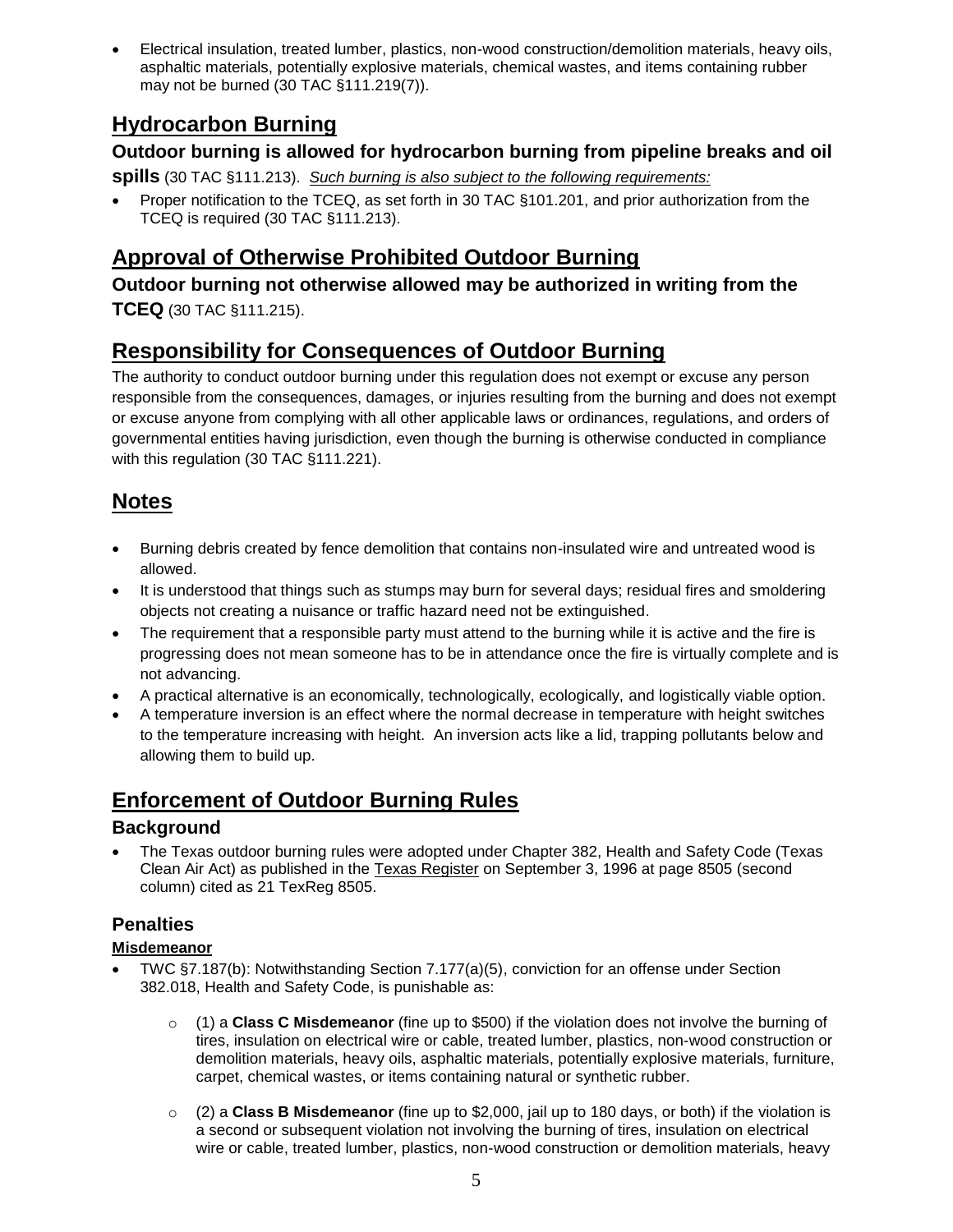- Electrical insulation, treated lumber, plastics, non-wood construction/demolition materials, heavy oils, asphaltic materials, potentially explosive materials, chemical wastes, and items containing rubber may not be burned (30 TAC §111.219(7)).

## Hydrocarbon Burning

**Outdoor burning is allowed for hydrocarbon burning from pipeline breaks and oil spills** (30 TAC §111.213). *Such burning is also subject to the following requirements:*

- Proper notification to the TCEQ, as set forth in 30 TAC §101.201, and prior authorization from the TCEQ is required (30 TAC §111.213).

## Approval of Otherwise Prohibited Outdoor Burning

**Outdoor burning not otherwise allowed may be authorized in writing from the TCEQ** (30 TAC §111.215).

## Responsibility for Consequences of Outdoor Burning

The authority to conduct outdoor burning under this regulation does not exempt or excuse any person responsible from the consequences, damages, or injuries resulting from the burning and does not exempt or excuse anyone from complying with all other applicable laws or ordinances, regulations, and orders of governmental entities having jurisdiction, even though the burning is otherwise conducted in compliance with this regulation (30 TAC §111.221).

## Notes

- Burning debris created by fence demolition that contains non-insulated wire and untreated wood is allowed.
- It is understood that things such as stumps may burn for several days; residual fires and smoldering objects not creating a nuisance or traffic hazard need not be extinguished.
- The requirement that a responsible party must attend to the burning while it is active and the fire is progressing does not mean someone has to be in attendance once the fire is virtually complete and is not advancing.
- A practical alternative is an economically, technologically, ecologically, and logistically viable option.
- A temperature inversion is an effect where the normal decrease in temperature with height switches to the temperature increasing with height. An inversion acts like a lid, trapping pollutants below and allowing them to build up.

## Enforcement of Outdoor Burning Rules

### Background

- The Texas outdoor burning rules were adopted under Chapter 382, Health and Safety Code (Texas Clean Air Act) as published in the Texas Register on September 3, 1996 at page 8505 (second column) cited as 21 TexReg 8505.

### Penalties

#### Misdemeanor

- TWC §7.187(b): Notwithstanding Section 7.177(a)(5), conviction for an offense under Section 382.018, Health and Safety Code, is punishable as:
  - (1) a **Class C Misdemeanor** (fine up to $500) if the violation does not involve the burning of tires, insulation on electrical wire or cable, treated lumber, plastics, non-wood construction or demolition materials, heavy oils, asphaltic materials, potentially explosive materials, furniture, carpet, chemical wastes, or items containing natural or synthetic rubber.
  - (2) a **Class B Misdemeanor** (fine up to $2,000, jail up to 180 days, or both) if the violation is a second or subsequent violation not involving the burning of tires, insulation on electrical wire or cable, treated lumber, plastics, non-wood construction or demolition materials, heavy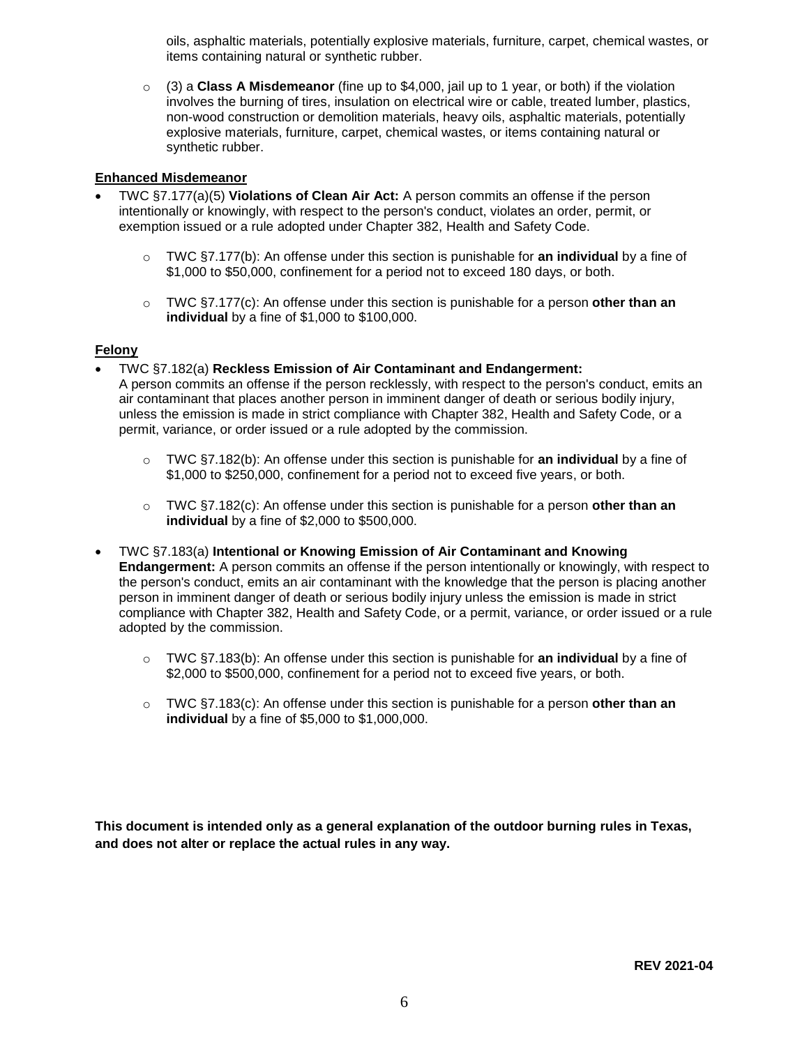oils, asphaltic materials, potentially explosive materials, furniture, carpet, chemical wastes, or items containing natural or synthetic rubber.

- (3) a **Class A Misdemeanor** (fine up to $4,000, jail up to 1 year, or both) if the violation involves the burning of tires, insulation on electrical wire or cable, treated lumber, plastics, non-wood construction or demolition materials, heavy oils, asphaltic materials, potentially explosive materials, furniture, carpet, chemical wastes, or items containing natural or synthetic rubber.

**Enhanced Misdemeanor**

- TWC §7.177(a)(5) **Violations of Clean Air Act:** A person commits an offense if the person intentionally or knowingly, with respect to the person's conduct, violates an order, permit, or exemption issued or a rule adopted under Chapter 382, Health and Safety Code.
  - TWC §7.177(b): An offense under this section is punishable for **an individual** by a fine of $1,000 to $50,000, confinement for a period not to exceed 180 days, or both.
  - TWC §7.177(c): An offense under this section is punishable for a person **other than an individual** by a fine of $1,000 to $100,000.

**Felony**

- TWC §7.182(a) **Reckless Emission of Air Contaminant and Endangerment:** A person commits an offense if the person recklessly, with respect to the person's conduct, emits an air contaminant that places another person in imminent danger of death or serious bodily injury, unless the emission is made in strict compliance with Chapter 382, Health and Safety Code, or a permit, variance, or order issued or a rule adopted by the commission.
  - TWC §7.182(b): An offense under this section is punishable for **an individual** by a fine of $1,000 to $250,000, confinement for a period not to exceed five years, or both.
  - TWC §7.182(c): An offense under this section is punishable for a person **other than an individual** by a fine of $2,000 to $500,000.
- TWC §7.183(a) **Intentional or Knowing Emission of Air Contaminant and Knowing Endangerment:** A person commits an offense if the person intentionally or knowingly, with respect to the person's conduct, emits an air contaminant with the knowledge that the person is placing another person in imminent danger of death or serious bodily injury unless the emission is made in strict compliance with Chapter 382, Health and Safety Code, or a permit, variance, or order issued or a rule adopted by the commission.
  - TWC §7.183(b): An offense under this section is punishable for **an individual** by a fine of $2,000 to $500,000, confinement for a period not to exceed five years, or both.
  - TWC §7.183(c): An offense under this section is punishable for a person **other than an individual** by a fine of $5,000 to $1,000,000.

**This document is intended only as a general explanation of the outdoor burning rules in Texas, and does not alter or replace the actual rules in any way.**

**REV 2021-04**